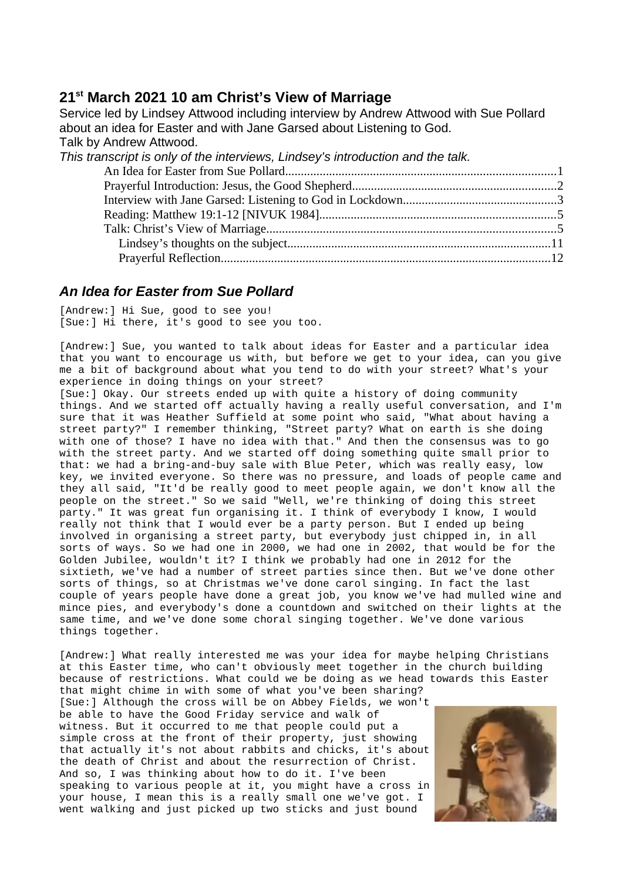## 21st March 2021 10 am Christ's View of Marriage

Service led by Lindsey Attwood including interview by Andrew Attwood with Sue Pollard about an idea for Easter and with Jane Garsed about Listening to God.
Talk by Andrew Attwood.
*This transcript is only of the interviews, Lindsey's introduction and the talk.*

- An Idea for Easter from Sue Pollard.....1
- Prayerful Introduction: Jesus, the Good Shepherd.....2
- Interview with Jane Garsed: Listening to God in Lockdown.....3
- Reading: Matthew 19:1-12 [NIVUK 1984].....5
- Talk: Christ's View of Marriage.....5
  - Lindsey's thoughts on the subject.....11
  - Prayerful Reflection.....12

### *An Idea for Easter from Sue Pollard*

[Andrew:] Hi Sue, good to see you!
[Sue:] Hi there, it's good to see you too.

[Andrew:] Sue, you wanted to talk about ideas for Easter and a particular idea that you want to encourage us with, but before we get to your idea, can you give me a bit of background about what you tend to do with your street? What's your experience in doing things on your street?
[Sue:] Okay. Our streets ended up with quite a history of doing community things. And we started off actually having a really useful conversation, and I'm sure that it was Heather Suffield at some point who said, "What about having a street party?" I remember thinking, "Street party? What on earth is she doing with one of those? I have no idea with that." And then the consensus was to go with the street party. And we started off doing something quite small prior to that: we had a bring-and-buy sale with Blue Peter, which was really easy, low key, we invited everyone. So there was no pressure, and loads of people came and they all said, "It'd be really good to meet people again, we don't know all the people on the street." So we said "Well, we're thinking of doing this street party." It was great fun organising it. I think of everybody I know, I would really not think that I would ever be a party person. But I ended up being involved in organising a street party, but everybody just chipped in, in all sorts of ways. So we had one in 2000, we had one in 2002, that would be for the Golden Jubilee, wouldn't it? I think we probably had one in 2012 for the sixtieth, we've had a number of street parties since then. But we've done other sorts of things, so at Christmas we've done carol singing. In fact the last couple of years people have done a great job, you know we've had mulled wine and mince pies, and everybody's done a countdown and switched on their lights at the same time, and we've done some choral singing together. We've done various things together.

[Andrew:] What really interested me was your idea for maybe helping Christians at this Easter time, who can't obviously meet together in the church building because of restrictions. What could we be doing as we head towards this Easter that might chime in with some of what you've been sharing?
[Sue:] Although the cross will be on Abbey Fields, we won't be able to have the Good Friday service and walk of witness. But it occurred to me that people could put a simple cross at the front of their property, just showing that actually it's not about rabbits and chicks, it's about the death of Christ and about the resurrection of Christ. And so, I was thinking about how to do it. I've been speaking to various people at it, you might have a cross in your house, I mean this is a really small one we've got. I went walking and just picked up two sticks and just bound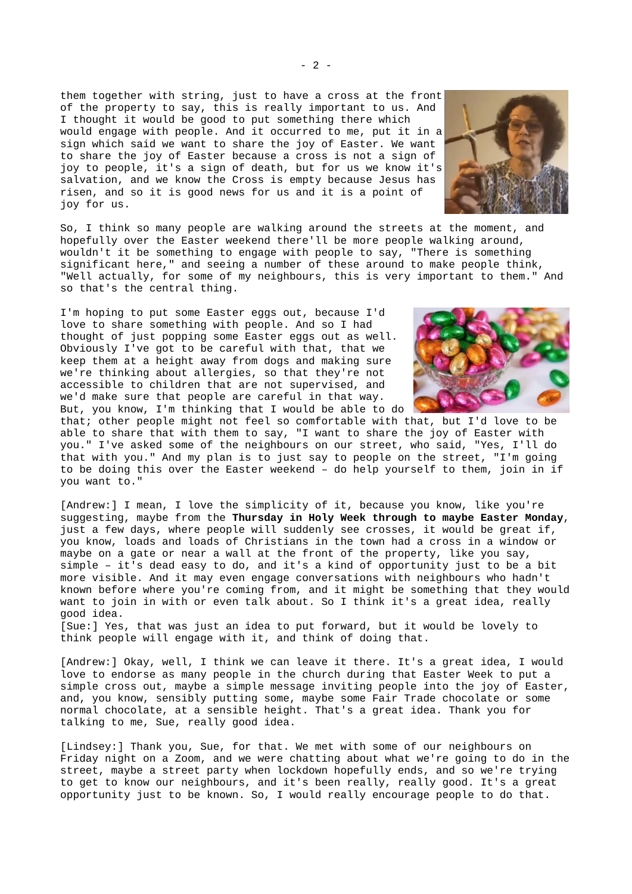them together with string, just to have a cross at the front of the property to say, this is really important to us. And I thought it would be good to put something there which would engage with people. And it occurred to me, put it in a sign which said we want to share the joy of Easter. We want to share the joy of Easter because a cross is not a sign of joy to people, it's a sign of death, but for us we know it's salvation, and we know the Cross is empty because Jesus has risen, and so it is good news for us and it is a point of joy for us.

So, I think so many people are walking around the streets at the moment, and hopefully over the Easter weekend there'll be more people walking around, wouldn't it be something to engage with people to say, "There is something significant here," and seeing a number of these around to make people think, "Well actually, for some of my neighbours, this is very important to them." And so that's the central thing.

I'm hoping to put some Easter eggs out, because I'd love to share something with people. And so I had thought of just popping some Easter eggs out as well. Obviously I've got to be careful with that, that we keep them at a height away from dogs and making sure we're thinking about allergies, so that they're not accessible to children that are not supervised, and we'd make sure that people are careful in that way. But, you know, I'm thinking that I would be able to do that; other people might not feel so comfortable with that, but I'd love to be able to share that with them to say, "I want to share the joy of Easter with you." I've asked some of the neighbours on our street, who said, "Yes, I'll do that with you." And my plan is to just say to people on the street, "I'm going to be doing this over the Easter weekend – do help yourself to them, join in if you want to."

[Andrew:] I mean, I love the simplicity of it, because you know, like you're suggesting, maybe from the **Thursday in Holy Week through to maybe Easter Monday**, just a few days, where people will suddenly see crosses, it would be great if, you know, loads and loads of Christians in the town had a cross in a window or maybe on a gate or near a wall at the front of the property, like you say, simple – it's dead easy to do, and it's a kind of opportunity just to be a bit more visible. And it may even engage conversations with neighbours who hadn't known before where you're coming from, and it might be something that they would want to join in with or even talk about. So I think it's a great idea, really good idea.
[Sue:] Yes, that was just an idea to put forward, but it would be lovely to think people will engage with it, and think of doing that.

[Andrew:] Okay, well, I think we can leave it there. It's a great idea, I would love to endorse as many people in the church during that Easter Week to put a simple cross out, maybe a simple message inviting people into the joy of Easter, and, you know, sensibly putting some, maybe some Fair Trade chocolate or some normal chocolate, at a sensible height. That's a great idea. Thank you for talking to me, Sue, really good idea.

[Lindsey:] Thank you, Sue, for that. We met with some of our neighbours on Friday night on a Zoom, and we were chatting about what we're going to do in the street, maybe a street party when lockdown hopefully ends, and so we're trying to get to know our neighbours, and it's been really, really good. It's a great opportunity just to be known. So, I would really encourage people to do that.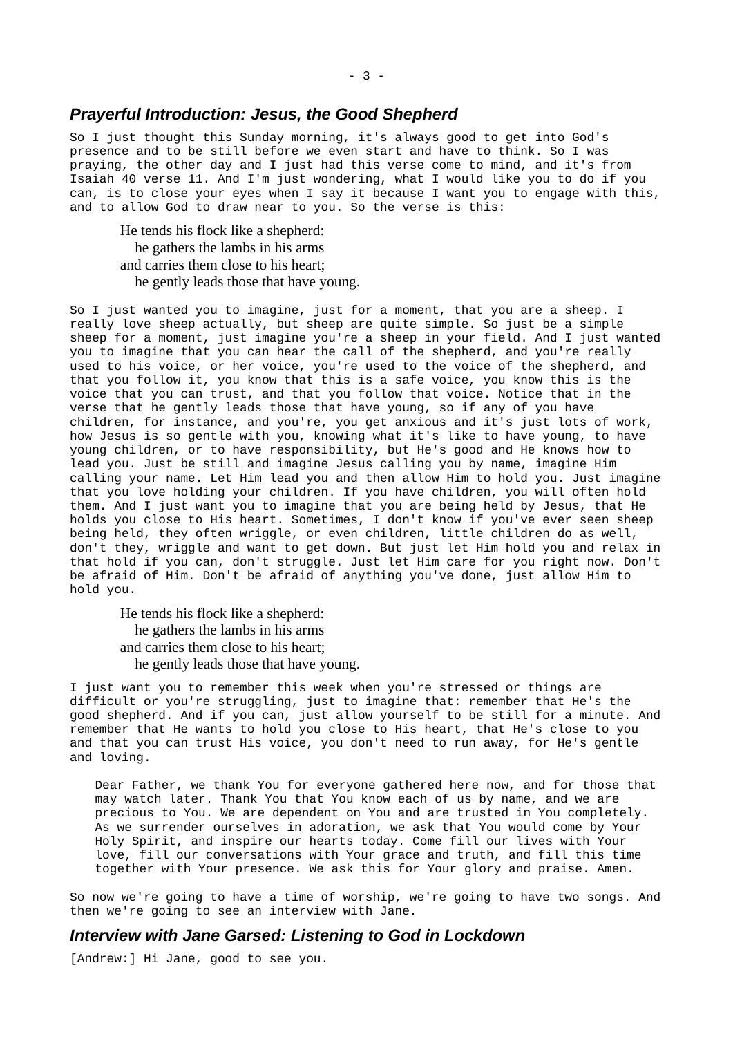## *Prayerful Introduction: Jesus, the Good Shepherd*

So I just thought this Sunday morning, it's always good to get into God's presence and to be still before we even start and have to think. So I was praying, the other day and I just had this verse come to mind, and it's from Isaiah 40 verse 11. And I'm just wondering, what I would like you to do if you can, is to close your eyes when I say it because I want you to engage with this, and to allow God to draw near to you. So the verse is this:

> He tends his flock like a shepherd:
> he gathers the lambs in his arms
> and carries them close to his heart;
> he gently leads those that have young.

So I just wanted you to imagine, just for a moment, that you are a sheep. I really love sheep actually, but sheep are quite simple. So just be a simple sheep for a moment, just imagine you're a sheep in your field. And I just wanted you to imagine that you can hear the call of the shepherd, and you're really used to his voice, or her voice, you're used to the voice of the shepherd, and that you follow it, you know that this is a safe voice, you know this is the voice that you can trust, and that you follow that voice. Notice that in the verse that he gently leads those that have young, so if any of you have children, for instance, and you're, you get anxious and it's just lots of work, how Jesus is so gentle with you, knowing what it's like to have young, to have young children, or to have responsibility, but He's good and He knows how to lead you. Just be still and imagine Jesus calling you by name, imagine Him calling your name. Let Him lead you and then allow Him to hold you. Just imagine that you love holding your children. If you have children, you will often hold them. And I just want you to imagine that you are being held by Jesus, that He holds you close to His heart. Sometimes, I don't know if you've ever seen sheep being held, they often wriggle, or even children, little children do as well, don't they, wriggle and want to get down. But just let Him hold you and relax in that hold if you can, don't struggle. Just let Him care for you right now. Don't be afraid of Him. Don't be afraid of anything you've done, just allow Him to hold you.

> He tends his flock like a shepherd:
> he gathers the lambs in his arms
> and carries them close to his heart;
> he gently leads those that have young.

I just want you to remember this week when you're stressed or things are difficult or you're struggling, just to imagine that: remember that He's the good shepherd. And if you can, just allow yourself to be still for a minute. And remember that He wants to hold you close to His heart, that He's close to you and that you can trust His voice, you don't need to run away, for He's gentle and loving.

> Dear Father, we thank You for everyone gathered here now, and for those that may watch later. Thank You that You know each of us by name, and we are precious to You. We are dependent on You and are trusted in You completely. As we surrender ourselves in adoration, we ask that You would come by Your Holy Spirit, and inspire our hearts today. Come fill our lives with Your love, fill our conversations with Your grace and truth, and fill this time together with Your presence. We ask this for Your glory and praise. Amen.

So now we're going to have a time of worship, we're going to have two songs. And then we're going to see an interview with Jane.

## *Interview with Jane Garsed: Listening to God in Lockdown*

[Andrew:] Hi Jane, good to see you.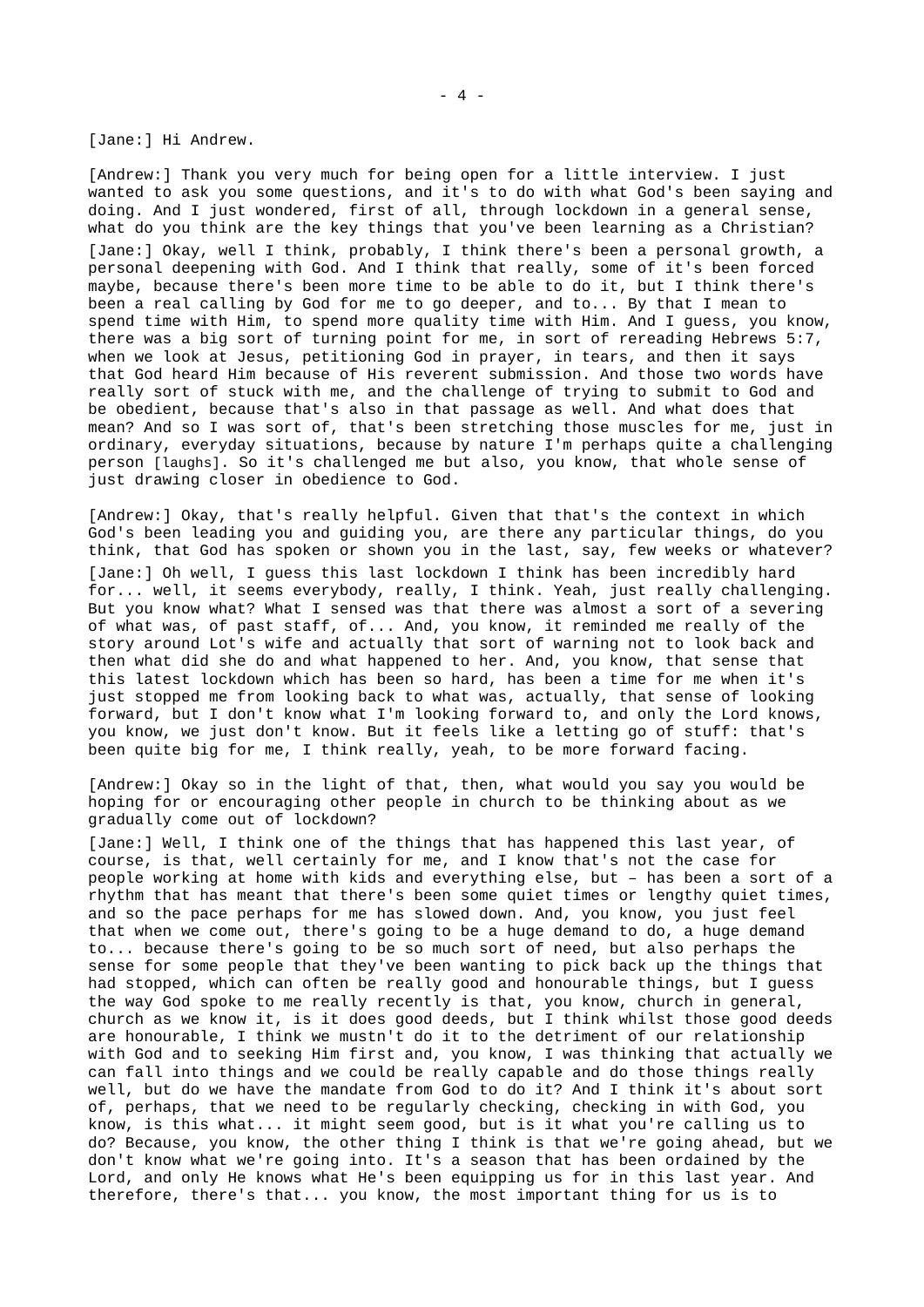[Jane:] Hi Andrew.

[Andrew:] Thank you very much for being open for a little interview. I just wanted to ask you some questions, and it's to do with what God's been saying and doing. And I just wondered, first of all, through lockdown in a general sense, what do you think are the key things that you've been learning as a Christian?

[Jane:] Okay, well I think, probably, I think there's been a personal growth, a personal deepening with God. And I think that really, some of it's been forced maybe, because there's been more time to be able to do it, but I think there's been a real calling by God for me to go deeper, and to... By that I mean to spend time with Him, to spend more quality time with Him. And I guess, you know, there was a big sort of turning point for me, in sort of rereading Hebrews 5:7, when we look at Jesus, petitioning God in prayer, in tears, and then it says that God heard Him because of His reverent submission. And those two words have really sort of stuck with me, and the challenge of trying to submit to God and be obedient, because that's also in that passage as well. And what does that mean? And so I was sort of, that's been stretching those muscles for me, just in ordinary, everyday situations, because by nature I'm perhaps quite a challenging person [laughs]. So it's challenged me but also, you know, that whole sense of just drawing closer in obedience to God.

[Andrew:] Okay, that's really helpful. Given that that's the context in which God's been leading you and guiding you, are there any particular things, do you think, that God has spoken or shown you in the last, say, few weeks or whatever?

[Jane:] Oh well, I guess this last lockdown I think has been incredibly hard for... well, it seems everybody, really, I think. Yeah, just really challenging. But you know what? What I sensed was that there was almost a sort of a severing of what was, of past staff, of... And, you know, it reminded me really of the story around Lot's wife and actually that sort of warning not to look back and then what did she do and what happened to her. And, you know, that sense that this latest lockdown which has been so hard, has been a time for me when it's just stopped me from looking back to what was, actually, that sense of looking forward, but I don't know what I'm looking forward to, and only the Lord knows, you know, we just don't know. But it feels like a letting go of stuff: that's been quite big for me, I think really, yeah, to be more forward facing.

[Andrew:] Okay so in the light of that, then, what would you say you would be hoping for or encouraging other people in church to be thinking about as we gradually come out of lockdown?

[Jane:] Well, I think one of the things that has happened this last year, of course, is that, well certainly for me, and I know that's not the case for people working at home with kids and everything else, but – has been a sort of a rhythm that has meant that there's been some quiet times or lengthy quiet times, and so the pace perhaps for me has slowed down. And, you know, you just feel that when we come out, there's going to be a huge demand to do, a huge demand to... because there's going to be so much sort of need, but also perhaps the sense for some people that they've been wanting to pick back up the things that had stopped, which can often be really good and honourable things, but I guess the way God spoke to me really recently is that, you know, church in general, church as we know it, is it does good deeds, but I think whilst those good deeds are honourable, I think we mustn't do it to the detriment of our relationship with God and to seeking Him first and, you know, I was thinking that actually we can fall into things and we could be really capable and do those things really well, but do we have the mandate from God to do it? And I think it's about sort of, perhaps, that we need to be regularly checking, checking in with God, you know, is this what... it might seem good, but is it what you're calling us to do? Because, you know, the other thing I think is that we're going ahead, but we don't know what we're going into. It's a season that has been ordained by the Lord, and only He knows what He's been equipping us for in this last year. And therefore, there's that... you know, the most important thing for us is to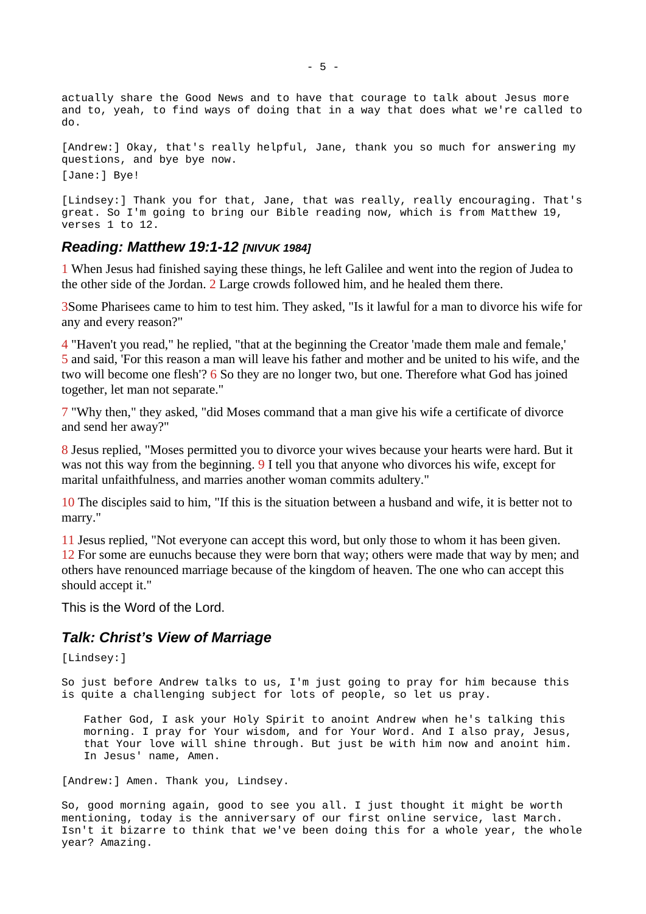actually share the Good News and to have that courage to talk about Jesus more and to, yeah, to find ways of doing that in a way that does what we're called to do.

[Andrew:] Okay, that's really helpful, Jane, thank you so much for answering my questions, and bye bye now.

[Jane:] Bye!

[Lindsey:] Thank you for that, Jane, that was really, really encouraging. That's great. So I'm going to bring our Bible reading now, which is from Matthew 19, verses 1 to 12.

## *Reading: Matthew 19:1-12 [NIVUK 1984]*

1 When Jesus had finished saying these things, he left Galilee and went into the region of Judea to the other side of the Jordan. 2 Large crowds followed him, and he healed them there.

3Some Pharisees came to him to test him. They asked, "Is it lawful for a man to divorce his wife for any and every reason?"

4 "Haven't you read," he replied, "that at the beginning the Creator 'made them male and female,' 5 and said, 'For this reason a man will leave his father and mother and be united to his wife, and the two will become one flesh'? 6 So they are no longer two, but one. Therefore what God has joined together, let man not separate."

7 "Why then," they asked, "did Moses command that a man give his wife a certificate of divorce and send her away?"

8 Jesus replied, "Moses permitted you to divorce your wives because your hearts were hard. But it was not this way from the beginning. 9 I tell you that anyone who divorces his wife, except for marital unfaithfulness, and marries another woman commits adultery."

10 The disciples said to him, "If this is the situation between a husband and wife, it is better not to marry."

11 Jesus replied, "Not everyone can accept this word, but only those to whom it has been given. 12 For some are eunuchs because they were born that way; others were made that way by men; and others have renounced marriage because of the kingdom of heaven. The one who can accept this should accept it."

This is the Word of the Lord.

## *Talk: Christ's View of Marriage*

[Lindsey:]

So just before Andrew talks to us, I'm just going to pray for him because this is quite a challenging subject for lots of people, so let us pray.

> Father God, I ask your Holy Spirit to anoint Andrew when he's talking this morning. I pray for Your wisdom, and for Your Word. And I also pray, Jesus, that Your love will shine through. But just be with him now and anoint him. In Jesus' name, Amen.

[Andrew:] Amen. Thank you, Lindsey.

So, good morning again, good to see you all. I just thought it might be worth mentioning, today is the anniversary of our first online service, last March. Isn't it bizarre to think that we've been doing this for a whole year, the whole year? Amazing.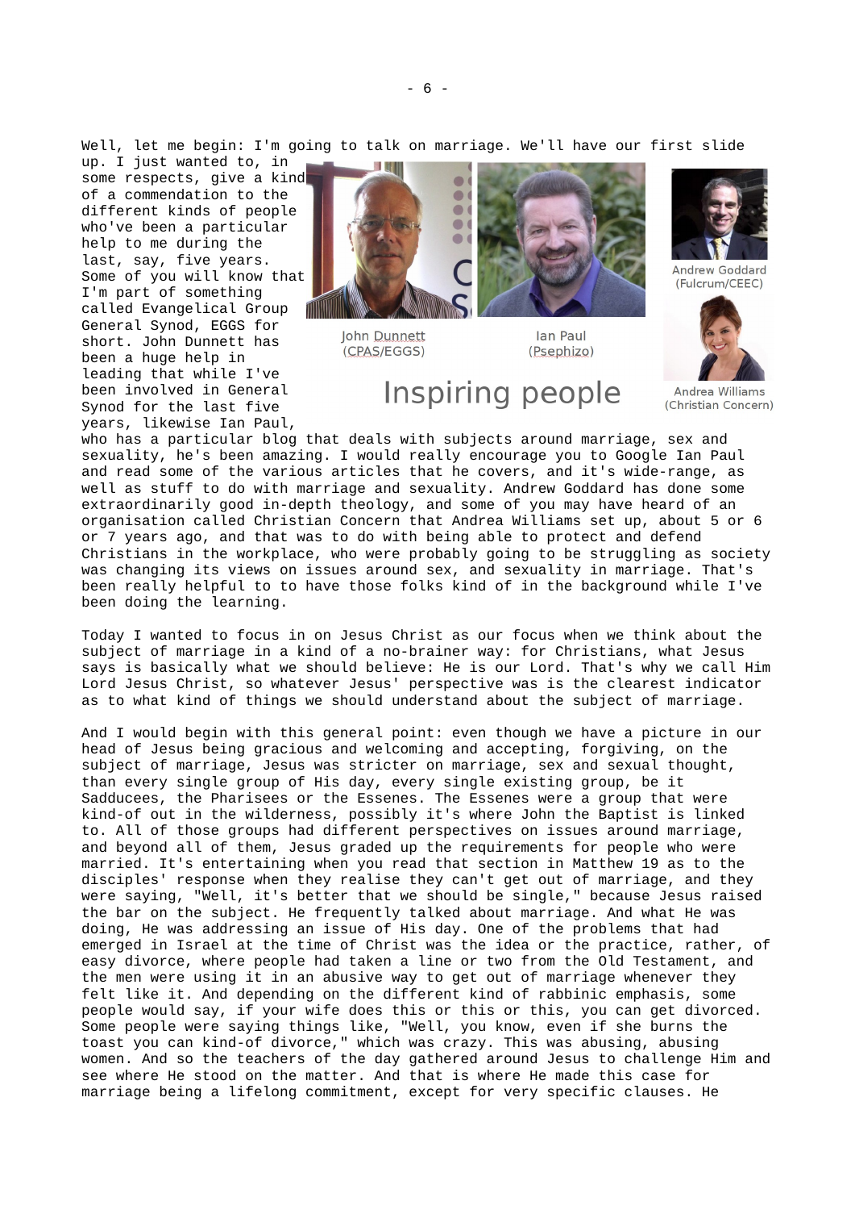Well, let me begin: I'm going to talk on marriage. We'll have our first slide up. I just wanted to, in some respects, give a kind of a commendation to the different kinds of people who've been a particular help to me during the last, say, five years. Some of you will know that I'm part of something called Evangelical Group General Synod, EGGS for short. John Dunnett has been a huge help in leading that while I've been involved in General Synod for the last five years, likewise Ian Paul, who has a particular blog that deals with subjects around marriage, sex and sexuality, he's been amazing. I would really encourage you to Google Ian Paul and read some of the various articles that he covers, and it's wide-range, as well as stuff to do with marriage and sexuality. Andrew Goddard has done some extraordinarily good in-depth theology, and some of you may have heard of an organisation called Christian Concern that Andrea Williams set up, about 5 or 6 or 7 years ago, and that was to do with being able to protect and defend Christians in the workplace, who were probably going to be struggling as society was changing its views on issues around sex, and sexuality in marriage. That's been really helpful to to have those folks kind of in the background while I've been doing the learning.

John Dunnett (CPAS/EGGS)

Ian Paul (Psephizo)

Andrew Goddard (Fulcrum/CEEC)

Andrea Williams (Christian Concern)

Inspiring people

Today I wanted to focus in on Jesus Christ as our focus when we think about the subject of marriage in a kind of a no-brainer way: for Christians, what Jesus says is basically what we should believe: He is our Lord. That's why we call Him Lord Jesus Christ, so whatever Jesus' perspective was is the clearest indicator as to what kind of things we should understand about the subject of marriage.

And I would begin with this general point: even though we have a picture in our head of Jesus being gracious and welcoming and accepting, forgiving, on the subject of marriage, Jesus was stricter on marriage, sex and sexual thought, than every single group of His day, every single existing group, be it Sadducees, the Pharisees or the Essenes. The Essenes were a group that were kind-of out in the wilderness, possibly it's where John the Baptist is linked to. All of those groups had different perspectives on issues around marriage, and beyond all of them, Jesus graded up the requirements for people who were married. It's entertaining when you read that section in Matthew 19 as to the disciples' response when they realise they can't get out of marriage, and they were saying, "Well, it's better that we should be single," because Jesus raised the bar on the subject. He frequently talked about marriage. And what He was doing, He was addressing an issue of His day. One of the problems that had emerged in Israel at the time of Christ was the idea or the practice, rather, of easy divorce, where people had taken a line or two from the Old Testament, and the men were using it in an abusive way to get out of marriage whenever they felt like it. And depending on the different kind of rabbinic emphasis, some people would say, if your wife does this or this or this, you can get divorced. Some people were saying things like, "Well, you know, even if she burns the toast you can kind-of divorce," which was crazy. This was abusing, abusing women. And so the teachers of the day gathered around Jesus to challenge Him and see where He stood on the matter. And that is where He made this case for marriage being a lifelong commitment, except for very specific clauses. He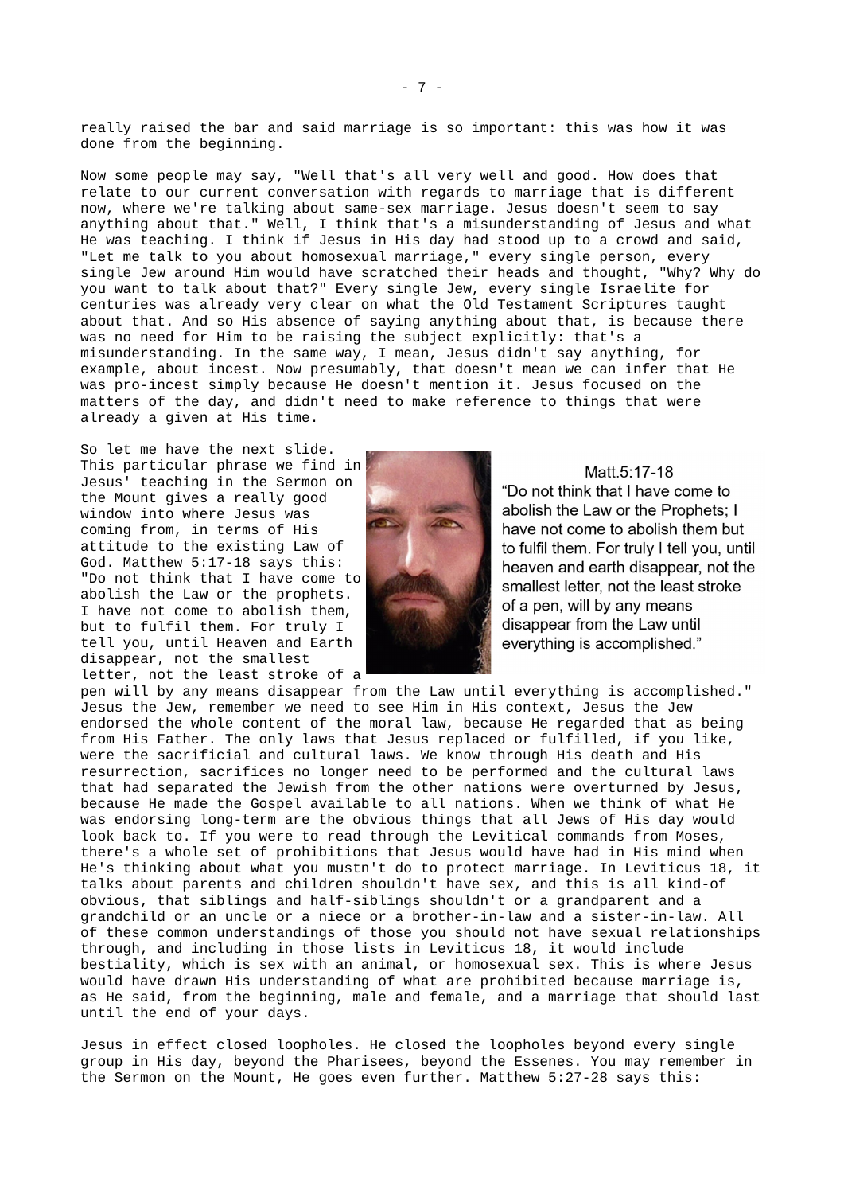really raised the bar and said marriage is so important: this was how it was done from the beginning.

Now some people may say, "Well that's all very well and good. How does that relate to our current conversation with regards to marriage that is different now, where we're talking about same-sex marriage. Jesus doesn't seem to say anything about that." Well, I think that's a misunderstanding of Jesus and what He was teaching. I think if Jesus in His day had stood up to a crowd and said, "Let me talk to you about homosexual marriage," every single person, every single Jew around Him would have scratched their heads and thought, "Why? Why do you want to talk about that?" Every single Jew, every single Israelite for centuries was already very clear on what the Old Testament Scriptures taught about that. And so His absence of saying anything about that, is because there was no need for Him to be raising the subject explicitly: that's a misunderstanding. In the same way, I mean, Jesus didn't say anything, for example, about incest. Now presumably, that doesn't mean we can infer that He was pro-incest simply because He doesn't mention it. Jesus focused on the matters of the day, and didn't need to make reference to things that were already a given at His time.

So let me have the next slide. This particular phrase we find in Jesus' teaching in the Sermon on the Mount gives a really good window into where Jesus was coming from, in terms of His attitude to the existing Law of God. Matthew 5:17-18 says this: "Do not think that I have come to abolish the Law or the prophets. I have not come to abolish them, but to fulfil them. For truly I tell you, until Heaven and Earth disappear, not the smallest letter, not the least stroke of a pen will by any means disappear from the Law until everything is accomplished."

Matt.5:17-18
"Do not think that I have come to abolish the Law or the Prophets; I have not come to abolish them but to fulfil them. For truly I tell you, until heaven and earth disappear, not the smallest letter, not the least stroke of a pen, will by any means disappear from the Law until everything is accomplished."

Jesus the Jew, remember we need to see Him in His context, Jesus the Jew endorsed the whole content of the moral law, because He regarded that as being from His Father. The only laws that Jesus replaced or fulfilled, if you like, were the sacrificial and cultural laws. We know through His death and His resurrection, sacrifices no longer need to be performed and the cultural laws that had separated the Jewish from the other nations were overturned by Jesus, because He made the Gospel available to all nations. When we think of what He was endorsing long-term are the obvious things that all Jews of His day would look back to. If you were to read through the Levitical commands from Moses, there's a whole set of prohibitions that Jesus would have had in His mind when He's thinking about what you mustn't do to protect marriage. In Leviticus 18, it talks about parents and children shouldn't have sex, and this is all kind-of obvious, that siblings and half-siblings shouldn't or a grandparent and a grandchild or an uncle or a niece or a brother-in-law and a sister-in-law. All of these common understandings of those you should not have sexual relationships through, and including in those lists in Leviticus 18, it would include bestiality, which is sex with an animal, or homosexual sex. This is where Jesus would have drawn His understanding of what are prohibited because marriage is, as He said, from the beginning, male and female, and a marriage that should last until the end of your days.

Jesus in effect closed loopholes. He closed the loopholes beyond every single group in His day, beyond the Pharisees, beyond the Essenes. You may remember in the Sermon on the Mount, He goes even further. Matthew 5:27-28 says this: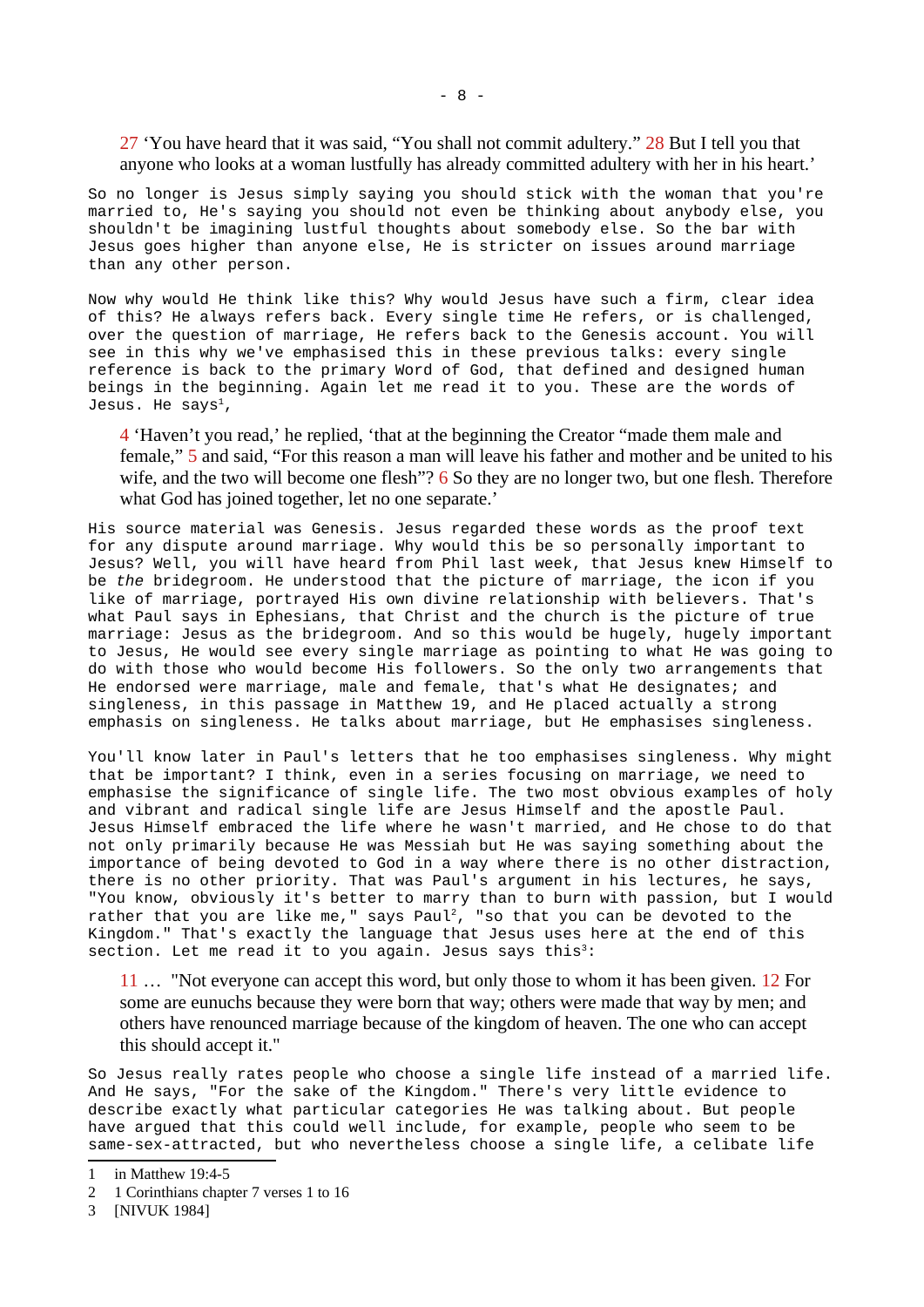> 27 'You have heard that it was said, "You shall not commit adultery." 28 But I tell you that anyone who looks at a woman lustfully has already committed adultery with her in his heart.'

So no longer is Jesus simply saying you should stick with the woman that you're married to, He's saying you should not even be thinking about anybody else, you shouldn't be imagining lustful thoughts about somebody else. So the bar with Jesus goes higher than anyone else, He is stricter on issues around marriage than any other person.

Now why would He think like this? Why would Jesus have such a firm, clear idea of this? He always refers back. Every single time He refers, or is challenged, over the question of marriage, He refers back to the Genesis account. You will see in this why we've emphasised this in these previous talks: every single reference is back to the primary Word of God, that defined and designed human beings in the beginning. Again let me read it to you. These are the words of Jesus. He says[1],

> 4 'Haven't you read,' he replied, 'that at the beginning the Creator "made them male and female," 5 and said, "For this reason a man will leave his father and mother and be united to his wife, and the two will become one flesh"? 6 So they are no longer two, but one flesh. Therefore what God has joined together, let no one separate.'

His source material was Genesis. Jesus regarded these words as the proof text for any dispute around marriage. Why would this be so personally important to Jesus? Well, you will have heard from Phil last week, that Jesus knew Himself to be *the* bridegroom. He understood that the picture of marriage, the icon if you like of marriage, portrayed His own divine relationship with believers. That's what Paul says in Ephesians, that Christ and the church is the picture of true marriage: Jesus as the bridegroom. And so this would be hugely, hugely important to Jesus, He would see every single marriage as pointing to what He was going to do with those who would become His followers. So the only two arrangements that He endorsed were marriage, male and female, that's what He designates; and singleness, in this passage in Matthew 19, and He placed actually a strong emphasis on singleness. He talks about marriage, but He emphasises singleness.

You'll know later in Paul's letters that he too emphasises singleness. Why might that be important? I think, even in a series focusing on marriage, we need to emphasise the significance of single life. The two most obvious examples of holy and vibrant and radical single life are Jesus Himself and the apostle Paul. Jesus Himself embraced the life where he wasn't married, and He chose to do that not only primarily because He was Messiah but He was saying something about the importance of being devoted to God in a way where there is no other distraction, there is no other priority. That was Paul's argument in his lectures, he says, "You know, obviously it's better to marry than to burn with passion, but I would rather that you are like me," says Paul[2], "so that you can be devoted to the Kingdom." That's exactly the language that Jesus uses here at the end of this section. Let me read it to you again. Jesus says this[3]:

> 11 … "Not everyone can accept this word, but only those to whom it has been given. 12 For some are eunuchs because they were born that way; others were made that way by men; and others have renounced marriage because of the kingdom of heaven. The one who can accept this should accept it."

So Jesus really rates people who choose a single life instead of a married life. And He says, "For the sake of the Kingdom." There's very little evidence to describe exactly what particular categories He was talking about. But people have argued that this could well include, for example, people who seem to be same-sex-attracted, but who nevertheless choose a single life, a celibate life

---

1 in Matthew 19:4-5

2 1 Corinthians chapter 7 verses 1 to 16

3 [NIVUK 1984]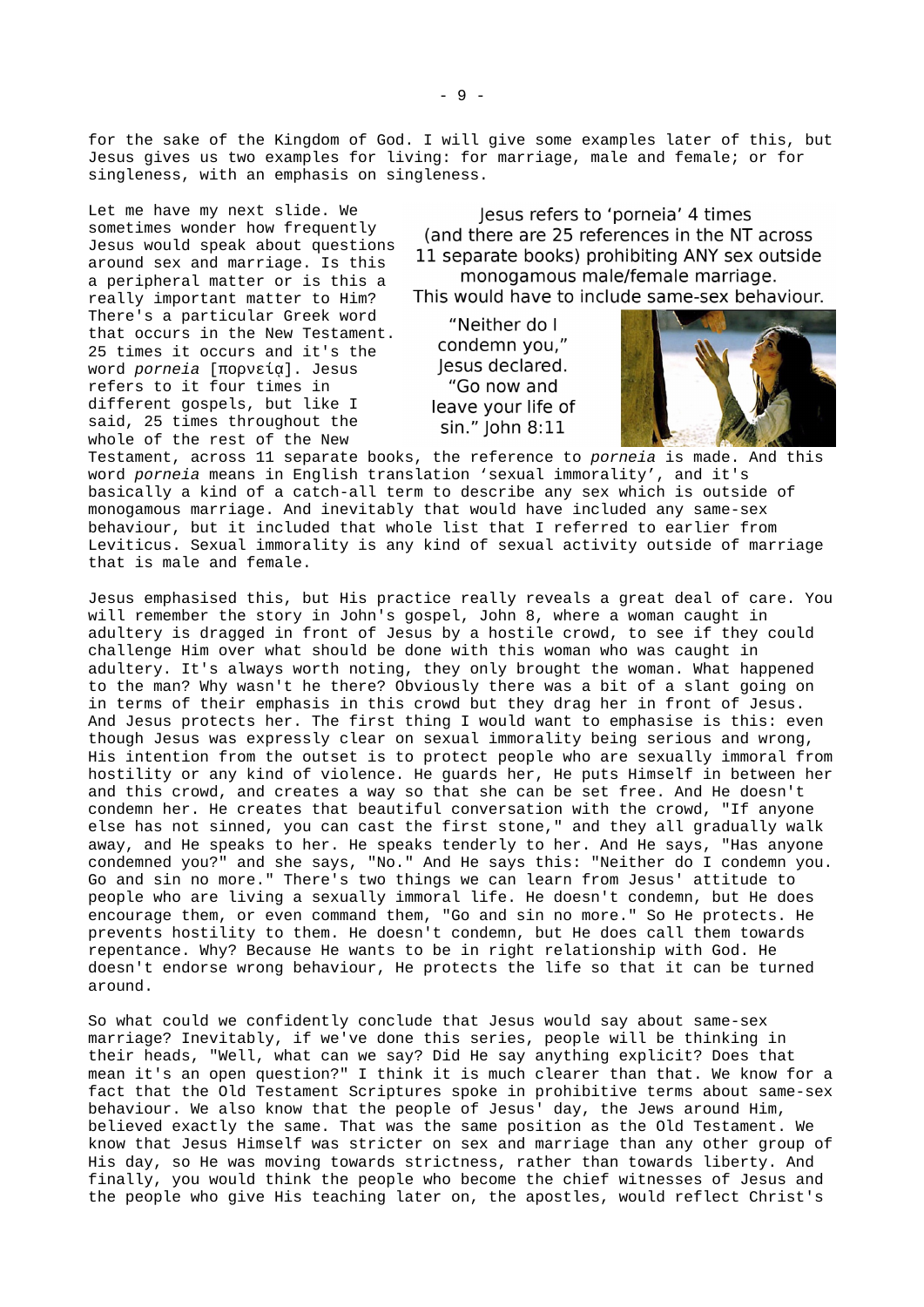for the sake of the Kingdom of God. I will give some examples later of this, but Jesus gives us two examples for living: for marriage, male and female; or for singleness, with an emphasis on singleness.

Jesus refers to 'porneia' 4 times (and there are 25 references in the NT across 11 separate books) prohibiting ANY sex outside monogamous male/female marriage. This would have to include same-sex behaviour.

"Neither do I condemn you," Jesus declared. "Go now and leave your life of sin." John 8:11

Let me have my next slide. We sometimes wonder how frequently Jesus would speak about questions around sex and marriage. Is this a peripheral matter or is this a really important matter to Him? There's a particular Greek word that occurs in the New Testament. 25 times it occurs and it's the word *porneia* [πορνείᾳ]. Jesus refers to it four times in different gospels, but like I said, 25 times throughout the whole of the rest of the New Testament, across 11 separate books, the reference to *porneia* is made. And this word *porneia* means in English translation 'sexual immorality', and it's basically a kind of a catch-all term to describe any sex which is outside of monogamous marriage. And inevitably that would have included any same-sex behaviour, but it included that whole list that I referred to earlier from Leviticus. Sexual immorality is any kind of sexual activity outside of marriage that is male and female.

Jesus emphasised this, but His practice really reveals a great deal of care. You will remember the story in John's gospel, John 8, where a woman caught in adultery is dragged in front of Jesus by a hostile crowd, to see if they could challenge Him over what should be done with this woman who was caught in adultery. It's always worth noting, they only brought the woman. What happened to the man? Why wasn't he there? Obviously there was a bit of a slant going on in terms of their emphasis in this crowd but they drag her in front of Jesus. And Jesus protects her. The first thing I would want to emphasise is this: even though Jesus was expressly clear on sexual immorality being serious and wrong, His intention from the outset is to protect people who are sexually immoral from hostility or any kind of violence. He guards her, He puts Himself in between her and this crowd, and creates a way so that she can be set free. And He doesn't condemn her. He creates that beautiful conversation with the crowd, "If anyone else has not sinned, you can cast the first stone," and they all gradually walk away, and He speaks to her. He speaks tenderly to her. And He says, "Has anyone condemned you?" and she says, "No." And He says this: "Neither do I condemn you. Go and sin no more." There's two things we can learn from Jesus' attitude to people who are living a sexually immoral life. He doesn't condemn, but He does encourage them, or even command them, "Go and sin no more." So He protects. He prevents hostility to them. He doesn't condemn, but He does call them towards repentance. Why? Because He wants to be in right relationship with God. He doesn't endorse wrong behaviour, He protects the life so that it can be turned around.

So what could we confidently conclude that Jesus would say about same-sex marriage? Inevitably, if we've done this series, people will be thinking in their heads, "Well, what can we say? Did He say anything explicit? Does that mean it's an open question?" I think it is much clearer than that. We know for a fact that the Old Testament Scriptures spoke in prohibitive terms about same-sex behaviour. We also know that the people of Jesus' day, the Jews around Him, believed exactly the same. That was the same position as the Old Testament. We know that Jesus Himself was stricter on sex and marriage than any other group of His day, so He was moving towards strictness, rather than towards liberty. And finally, you would think the people who become the chief witnesses of Jesus and the people who give His teaching later on, the apostles, would reflect Christ's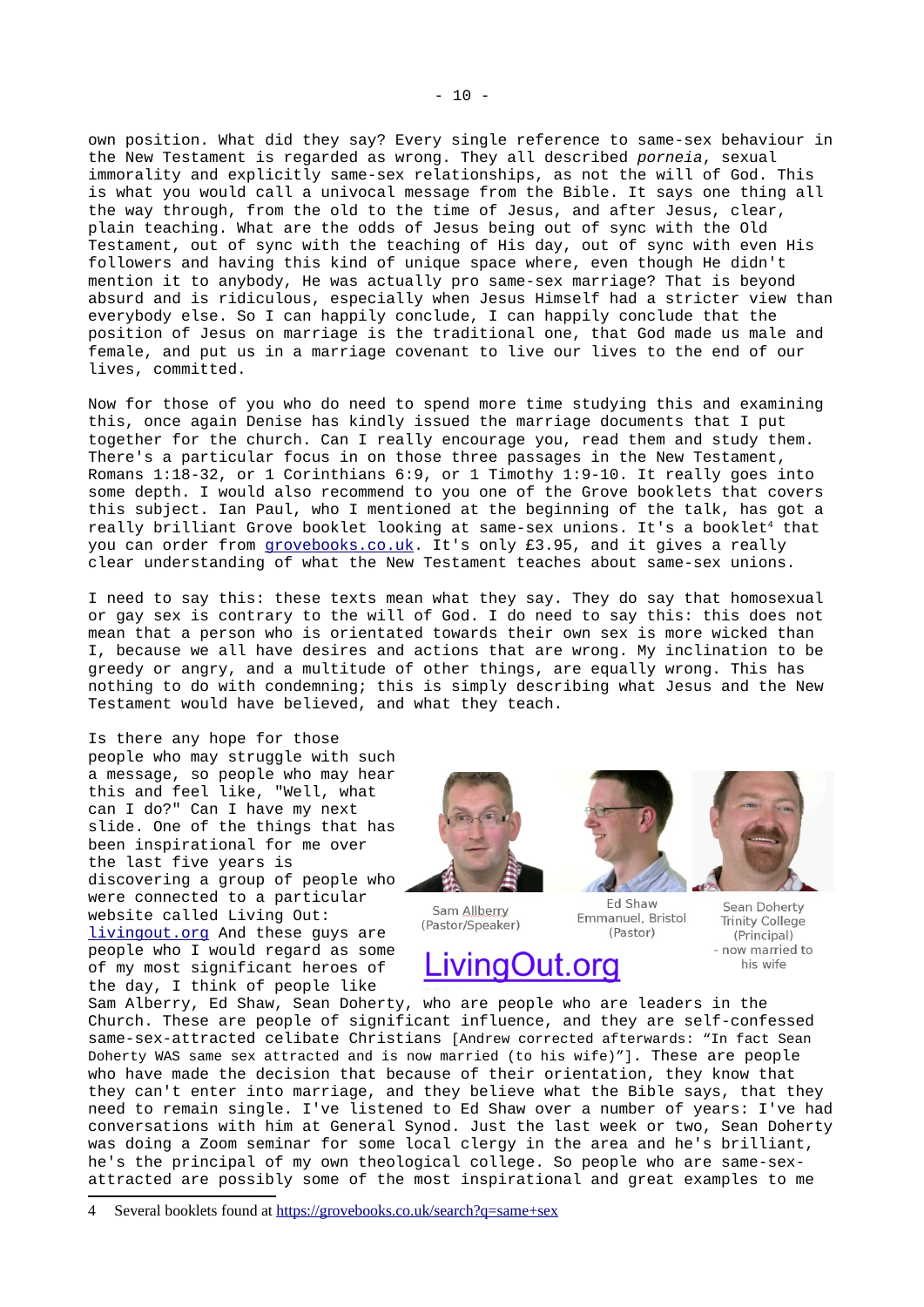own position. What did they say? Every single reference to same-sex behaviour in the New Testament is regarded as wrong. They all described *porneia*, sexual immorality and explicitly same-sex relationships, as not the will of God. This is what you would call a univocal message from the Bible. It says one thing all the way through, from the old to the time of Jesus, and after Jesus, clear, plain teaching. What are the odds of Jesus being out of sync with the Old Testament, out of sync with the teaching of His day, out of sync with even His followers and having this kind of unique space where, even though He didn't mention it to anybody, He was actually pro same-sex marriage? That is beyond absurd and is ridiculous, especially when Jesus Himself had a stricter view than everybody else. So I can happily conclude, I can happily conclude that the position of Jesus on marriage is the traditional one, that God made us male and female, and put us in a marriage covenant to live our lives to the end of our lives, committed.

Now for those of you who do need to spend more time studying this and examining this, once again Denise has kindly issued the marriage documents that I put together for the church. Can I really encourage you, read them and study them. There's a particular focus in on those three passages in the New Testament, Romans 1:18-32, or 1 Corinthians 6:9, or 1 Timothy 1:9-10. It really goes into some depth. I would also recommend to you one of the Grove booklets that covers this subject. Ian Paul, who I mentioned at the beginning of the talk, has got a really brilliant Grove booklet looking at same-sex unions. It's a booklet[4] that you can order from grovebooks.co.uk. It's only £3.95, and it gives a really clear understanding of what the New Testament teaches about same-sex unions.

I need to say this: these texts mean what they say. They do say that homosexual or gay sex is contrary to the will of God. I do need to say this: this does not mean that a person who is orientated towards their own sex is more wicked than I, because we all have desires and actions that are wrong. My inclination to be greedy or angry, and a multitude of other things, are equally wrong. This has nothing to do with condemning; this is simply describing what Jesus and the New Testament would have believed, and what they teach.

Is there any hope for those people who may struggle with such a message, so people who may hear this and feel like, "Well, what can I do?" Can I have my next slide. One of the things that has been inspirational for me over the last five years is discovering a group of people who were connected to a particular website called Living Out: livingout.org And these guys are people who I would regard as some of my most significant heroes of the day, I think of people like Sam Alberry, Ed Shaw, Sean Doherty, who are people who are leaders in the Church. These are people of significant influence, and they are self-confessed same-sex-attracted celibate Christians [Andrew corrected afterwards: "In fact Sean Doherty WAS same sex attracted and is now married (to his wife)"]. These are people who have made the decision that because of their orientation, they know that they can't enter into marriage, and they believe what the Bible says, that they need to remain single. I've listened to Ed Shaw over a number of years: I've had conversations with him at General Synod. Just the last week or two, Sean Doherty was doing a Zoom seminar for some local clergy in the area and he's brilliant, he's the principal of my own theological college. So people who are same-sex-attracted are possibly some of the most inspirational and great examples to me

Sam Allberry (Pastor/Speaker)

Ed Shaw Emmanuel, Bristol (Pastor)

Sean Doherty Trinity College (Principal) - now married to his wife

LivingOut.org

4 Several booklets found at https://grovebooks.co.uk/search?q=same+sex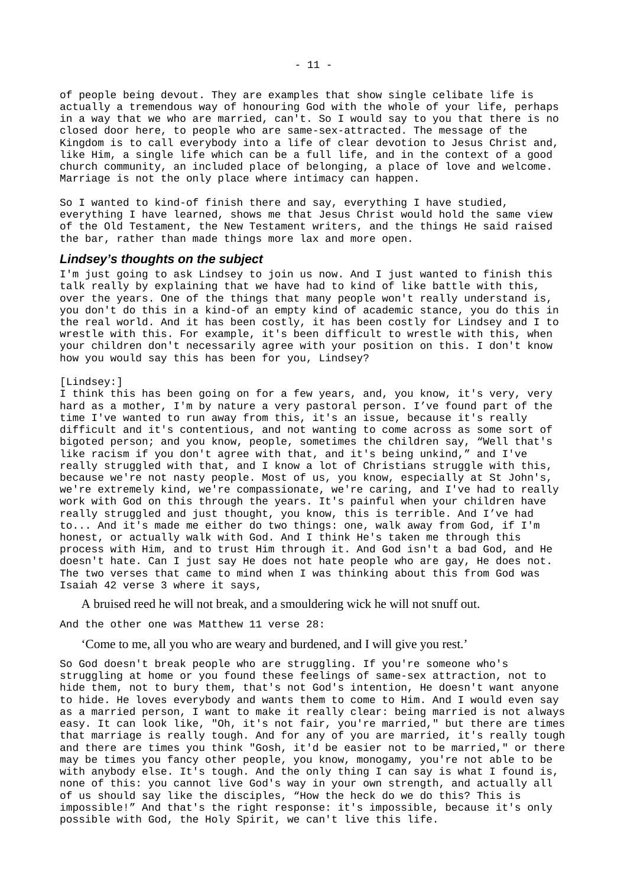of people being devout. They are examples that show single celibate life is actually a tremendous way of honouring God with the whole of your life, perhaps in a way that we who are married, can't. So I would say to you that there is no closed door here, to people who are same-sex-attracted. The message of the Kingdom is to call everybody into a life of clear devotion to Jesus Christ and, like Him, a single life which can be a full life, and in the context of a good church community, an included place of belonging, a place of love and welcome. Marriage is not the only place where intimacy can happen.

So I wanted to kind-of finish there and say, everything I have studied, everything I have learned, shows me that Jesus Christ would hold the same view of the Old Testament, the New Testament writers, and the things He said raised the bar, rather than made things more lax and more open.

### *Lindsey's thoughts on the subject*

I'm just going to ask Lindsey to join us now. And I just wanted to finish this talk really by explaining that we have had to kind of like battle with this, over the years. One of the things that many people won't really understand is, you don't do this in a kind-of an empty kind of academic stance, you do this in the real world. And it has been costly, it has been costly for Lindsey and I to wrestle with this. For example, it's been difficult to wrestle with this, when your children don't necessarily agree with your position on this. I don't know how you would say this has been for you, Lindsey?

[Lindsey:]
I think this has been going on for a few years, and, you know, it's very, very hard as a mother, I'm by nature a very pastoral person. I've found part of the time I've wanted to run away from this, it's an issue, because it's really difficult and it's contentious, and not wanting to come across as some sort of bigoted person; and you know, people, sometimes the children say, "Well that's like racism if you don't agree with that, and it's being unkind," and I've really struggled with that, and I know a lot of Christians struggle with this, because we're not nasty people. Most of us, you know, especially at St John's, we're extremely kind, we're compassionate, we're caring, and I've had to really work with God on this through the years. It's painful when your children have really struggled and just thought, you know, this is terrible. And I've had to... And it's made me either do two things: one, walk away from God, if I'm honest, or actually walk with God. And I think He's taken me through this process with Him, and to trust Him through it. And God isn't a bad God, and He doesn't hate. Can I just say He does not hate people who are gay, He does not. The two verses that came to mind when I was thinking about this from God was Isaiah 42 verse 3 where it says,

> A bruised reed he will not break, and a smouldering wick he will not snuff out.

And the other one was Matthew 11 verse 28:

> 'Come to me, all you who are weary and burdened, and I will give you rest.'

So God doesn't break people who are struggling. If you're someone who's struggling at home or you found these feelings of same-sex attraction, not to hide them, not to bury them, that's not God's intention, He doesn't want anyone to hide. He loves everybody and wants them to come to Him. And I would even say as a married person, I want to make it really clear: being married is not always easy. It can look like, "Oh, it's not fair, you're married," but there are times that marriage is really tough. And for any of you are married, it's really tough and there are times you think "Gosh, it'd be easier not to be married," or there may be times you fancy other people, you know, monogamy, you're not able to be with anybody else. It's tough. And the only thing I can say is what I found is, none of this: you cannot live God's way in your own strength, and actually all of us should say like the disciples, "How the heck do we do this? This is impossible!" And that's the right response: it's impossible, because it's only possible with God, the Holy Spirit, we can't live this life.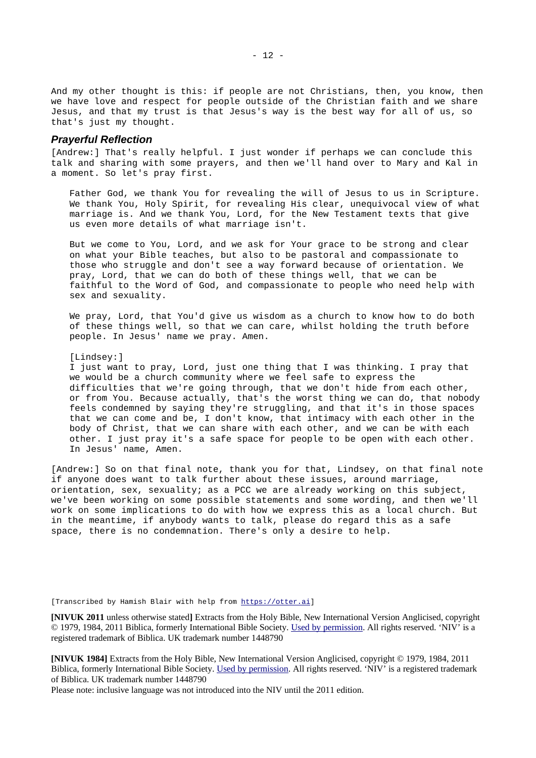And my other thought is this: if people are not Christians, then, you know, then we have love and respect for people outside of the Christian faith and we share Jesus, and that my trust is that Jesus's way is the best way for all of us, so that's just my thought.

### *Prayerful Reflection*

[Andrew:] That's really helpful. I just wonder if perhaps we can conclude this talk and sharing with some prayers, and then we'll hand over to Mary and Kal in a moment. So let's pray first.

> Father God, we thank You for revealing the will of Jesus to us in Scripture. We thank You, Holy Spirit, for revealing His clear, unequivocal view of what marriage is. And we thank You, Lord, for the New Testament texts that give us even more details of what marriage isn't.
>
> But we come to You, Lord, and we ask for Your grace to be strong and clear on what your Bible teaches, but also to be pastoral and compassionate to those who struggle and don't see a way forward because of orientation. We pray, Lord, that we can do both of these things well, that we can be faithful to the Word of God, and compassionate to people who need help with sex and sexuality.
>
> We pray, Lord, that You'd give us wisdom as a church to know how to do both of these things well, so that we can care, whilst holding the truth before people. In Jesus' name we pray. Amen.
>
> [Lindsey:]
> I just want to pray, Lord, just one thing that I was thinking. I pray that we would be a church community where we feel safe to express the difficulties that we're going through, that we don't hide from each other, or from You. Because actually, that's the worst thing we can do, that nobody feels condemned by saying they're struggling, and that it's in those spaces that we can come and be, I don't know, that intimacy with each other in the body of Christ, that we can share with each other, and we can be with each other. I just pray it's a safe space for people to be open with each other. In Jesus' name, Amen.

[Andrew:] So on that final note, thank you for that, Lindsey, on that final note if anyone does want to talk further about these issues, around marriage, orientation, sex, sexuality; as a PCC we are already working on this subject, we've been working on some possible statements and some wording, and then we'll work on some implications to do with how we express this as a local church. But in the meantime, if anybody wants to talk, please do regard this as a safe space, there is no condemnation. There's only a desire to help.

[Transcribed by Hamish Blair with help from https://otter.ai]

**[NIVUK 2011** unless otherwise stated**]** Extracts from the Holy Bible, New International Version Anglicised, copyright © 1979, 1984, 2011 Biblica, formerly International Bible Society. Used by permission. All rights reserved. 'NIV' is a registered trademark of Biblica. UK trademark number 1448790

**[NIVUK 1984]** Extracts from the Holy Bible, New International Version Anglicised, copyright © 1979, 1984, 2011 Biblica, formerly International Bible Society. Used by permission. All rights reserved. 'NIV' is a registered trademark of Biblica. UK trademark number 1448790

Please note: inclusive language was not introduced into the NIV until the 2011 edition.